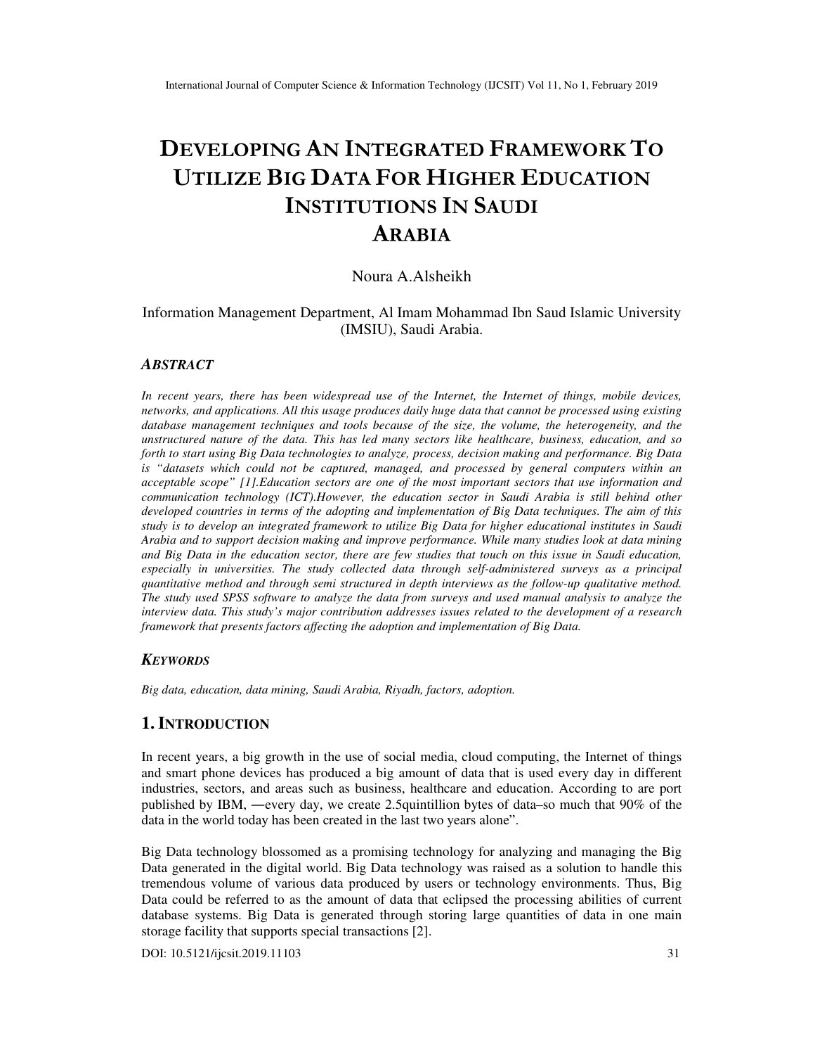# Developing An Integrated Framework To Utilize Big Data For Higher Education Institutions In Saudi Arabia

Noura A.Alsheikh

Information Management Department, Al Imam Mohammad Ibn Saud Islamic University (IMSIU), Saudi Arabia.

## *Abstract*

*In recent years, there has been widespread use of the Internet, the Internet of things, mobile devices, networks, and applications. All this usage produces daily huge data that cannot be processed using existing database management techniques and tools because of the size, the volume, the heterogeneity, and the unstructured nature of the data. This has led many sectors like healthcare, business, education, and so forth to start using Big Data technologies to analyze, process, decision making and performance. Big Data is "datasets which could not be captured, managed, and processed by general computers within an acceptable scope" [1].Education sectors are one of the most important sectors that use information and communication technology (ICT).However, the education sector in Saudi Arabia is still behind other developed countries in terms of the adopting and implementation of Big Data techniques. The aim of this study is to develop an integrated framework to utilize Big Data for higher educational institutes in Saudi Arabia and to support decision making and improve performance. While many studies look at data mining and Big Data in the education sector, there are few studies that touch on this issue in Saudi education, especially in universities. The study collected data through self-administered surveys as a principal quantitative method and through semi structured in depth interviews as the follow-up qualitative method. The study used SPSS software to analyze the data from surveys and used manual analysis to analyze the interview data. This study's major contribution addresses issues related to the development of a research framework that presents factors affecting the adoption and implementation of Big Data.*

## *Keywords*

*Big data, education, data mining, Saudi Arabia, Riyadh, factors, adoption.*

## 1. Introduction

In recent years, a big growth in the use of social media, cloud computing, the Internet of things and smart phone devices has produced a big amount of data that is used every day in different industries, sectors, and areas such as business, healthcare and education. According to are port published by IBM, ―every day, we create 2.5quintillion bytes of data–so much that 90% of the data in the world today has been created in the last two years alone".

Big Data technology blossomed as a promising technology for analyzing and managing the Big Data generated in the digital world. Big Data technology was raised as a solution to handle this tremendous volume of various data produced by users or technology environments. Thus, Big Data could be referred to as the amount of data that eclipsed the processing abilities of current database systems. Big Data is generated through storing large quantities of data in one main storage facility that supports special transactions [2].

DOI: 10.5121/ijcsit.2019.11103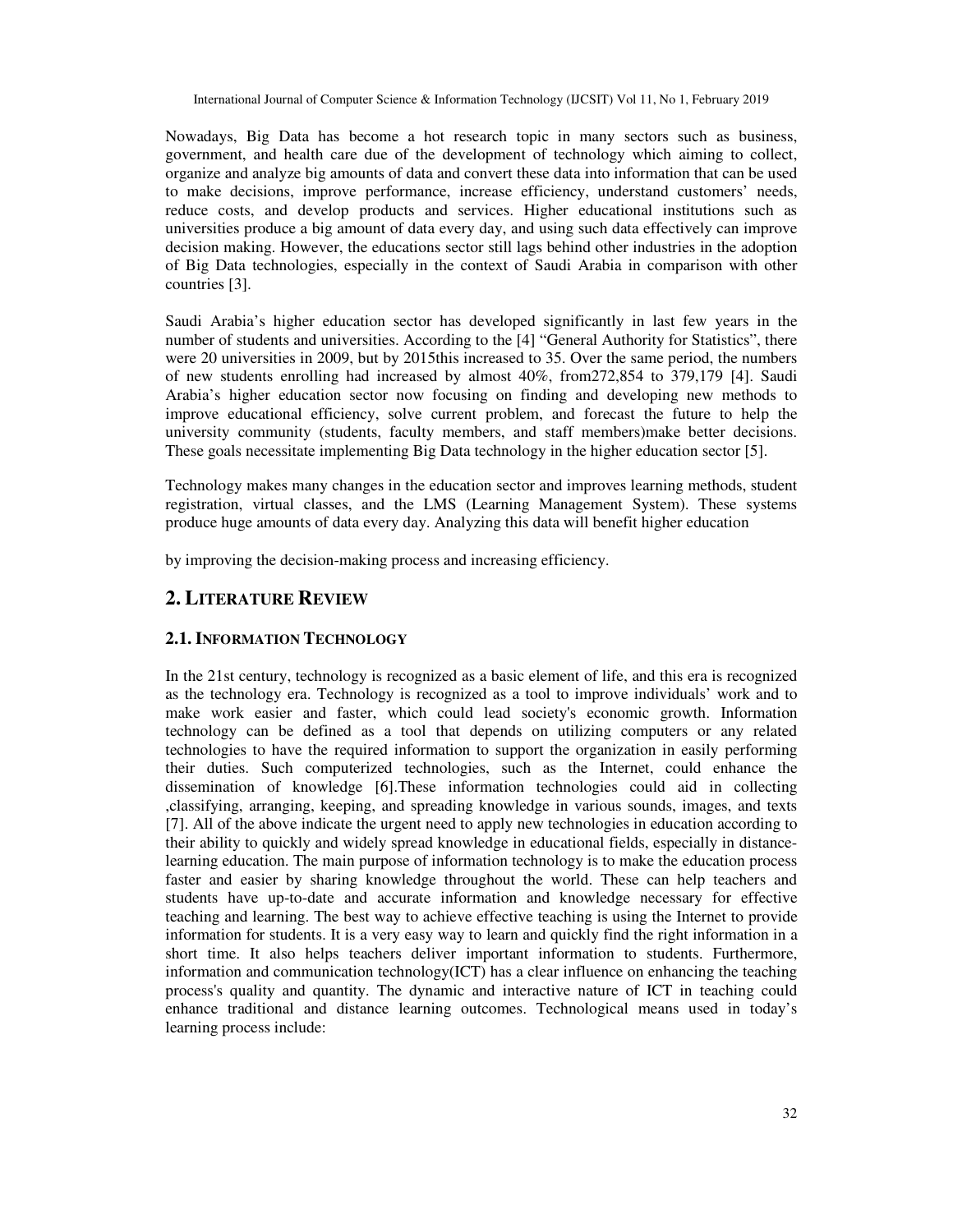Nowadays, Big Data has become a hot research topic in many sectors such as business, government, and health care due of the development of technology which aiming to collect, organize and analyze big amounts of data and convert these data into information that can be used to make decisions, improve performance, increase efficiency, understand customers' needs, reduce costs, and develop products and services. Higher educational institutions such as universities produce a big amount of data every day, and using such data effectively can improve decision making. However, the educations sector still lags behind other industries in the adoption of Big Data technologies, especially in the context of Saudi Arabia in comparison with other countries [3].

Saudi Arabia's higher education sector has developed significantly in last few years in the number of students and universities. According to the [4] "General Authority for Statistics", there were 20 universities in 2009, but by 2015this increased to 35. Over the same period, the numbers of new students enrolling had increased by almost 40%, from272,854 to 379,179 [4]. Saudi Arabia's higher education sector now focusing on finding and developing new methods to improve educational efficiency, solve current problem, and forecast the future to help the university community (students, faculty members, and staff members)make better decisions. These goals necessitate implementing Big Data technology in the higher education sector [5].

Technology makes many changes in the education sector and improves learning methods, student registration, virtual classes, and the LMS (Learning Management System). These systems produce huge amounts of data every day. Analyzing this data will benefit higher education

by improving the decision-making process and increasing efficiency.

## 2. LITERATURE REVIEW

### 2.1. INFORMATION TECHNOLOGY

In the 21st century, technology is recognized as a basic element of life, and this era is recognized as the technology era. Technology is recognized as a tool to improve individuals' work and to make work easier and faster, which could lead society's economic growth. Information technology can be defined as a tool that depends on utilizing computers or any related technologies to have the required information to support the organization in easily performing their duties. Such computerized technologies, such as the Internet, could enhance the dissemination of knowledge [6].These information technologies could aid in collecting ,classifying, arranging, keeping, and spreading knowledge in various sounds, images, and texts [7]. All of the above indicate the urgent need to apply new technologies in education according to their ability to quickly and widely spread knowledge in educational fields, especially in distance-learning education. The main purpose of information technology is to make the education process faster and easier by sharing knowledge throughout the world. These can help teachers and students have up-to-date and accurate information and knowledge necessary for effective teaching and learning. The best way to achieve effective teaching is using the Internet to provide information for students. It is a very easy way to learn and quickly find the right information in a short time. It also helps teachers deliver important information to students. Furthermore, information and communication technology(ICT) has a clear influence on enhancing the teaching process's quality and quantity. The dynamic and interactive nature of ICT in teaching could enhance traditional and distance learning outcomes. Technological means used in today's learning process include: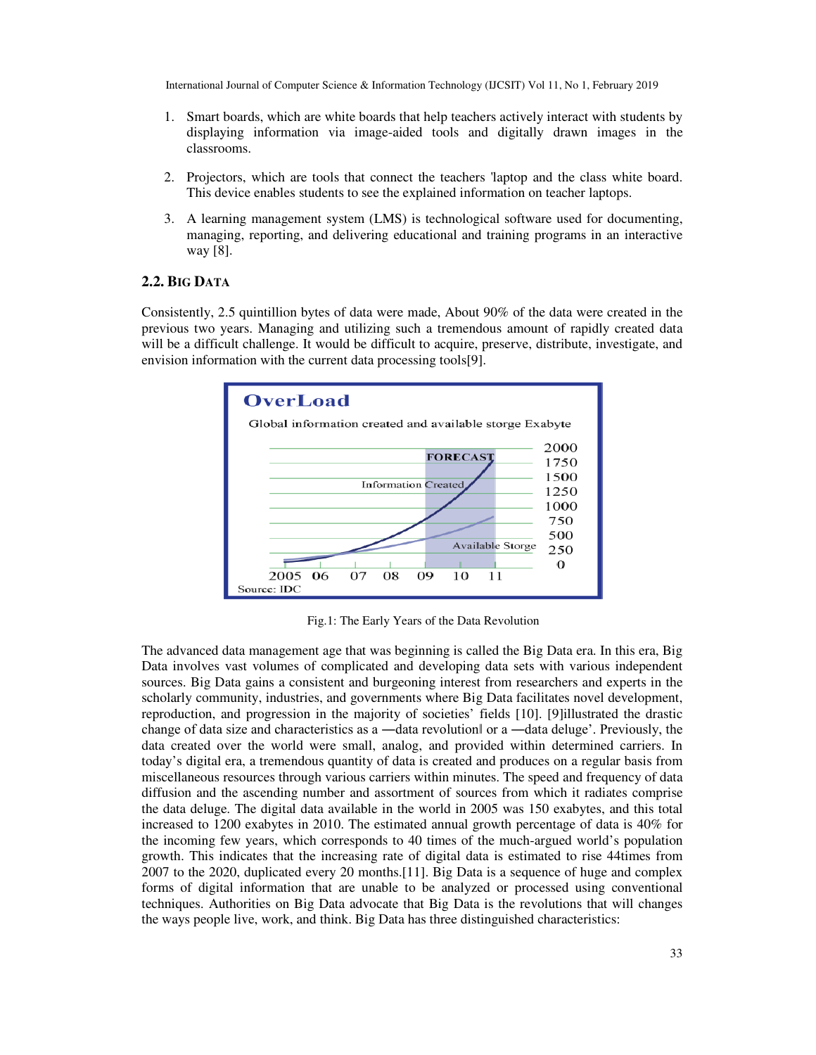1. Smart boards, which are white boards that help teachers actively interact with students by displaying information via image-aided tools and digitally drawn images in the classrooms.

2. Projectors, which are tools that connect the teachers 'laptop and the class white board. This device enables students to see the explained information on teacher laptops.

3. A learning management system (LMS) is technological software used for documenting, managing, reporting, and delivering educational and training programs in an interactive way [8].

### 2.2. BIG DATA

Consistently, 2.5 quintillion bytes of data were made, About 90% of the data were created in the previous two years. Managing and utilizing such a tremendous amount of rapidly created data will be a difficult challenge. It would be difficult to acquire, preserve, distribute, investigate, and envision information with the current data processing tools[9].

Fig.1: The Early Years of the Data Revolution

The advanced data management age that was beginning is called the Big Data era. In this era, Big Data involves vast volumes of complicated and developing data sets with various independent sources. Big Data gains a consistent and burgeoning interest from researchers and experts in the scholarly community, industries, and governments where Big Data facilitates novel development, reproduction, and progression in the majority of societies' fields [10]. [9]illustrated the drastic change of data size and characteristics as a ―data revolution‖ or a ―data deluge'. Previously, the data created over the world were small, analog, and provided within determined carriers. In today's digital era, a tremendous quantity of data is created and produces on a regular basis from miscellaneous resources through various carriers within minutes. The speed and frequency of data diffusion and the ascending number and assortment of sources from which it radiates comprise the data deluge. The digital data available in the world in 2005 was 150 exabytes, and this total increased to 1200 exabytes in 2010. The estimated annual growth percentage of data is 40% for the incoming few years, which corresponds to 40 times of the much-argued world's population growth. This indicates that the increasing rate of digital data is estimated to rise 44times from 2007 to the 2020, duplicated every 20 months.[11]. Big Data is a sequence of huge and complex forms of digital information that are unable to be analyzed or processed using conventional techniques. Authorities on Big Data advocate that Big Data is the revolutions that will changes the ways people live, work, and think. Big Data has three distinguished characteristics: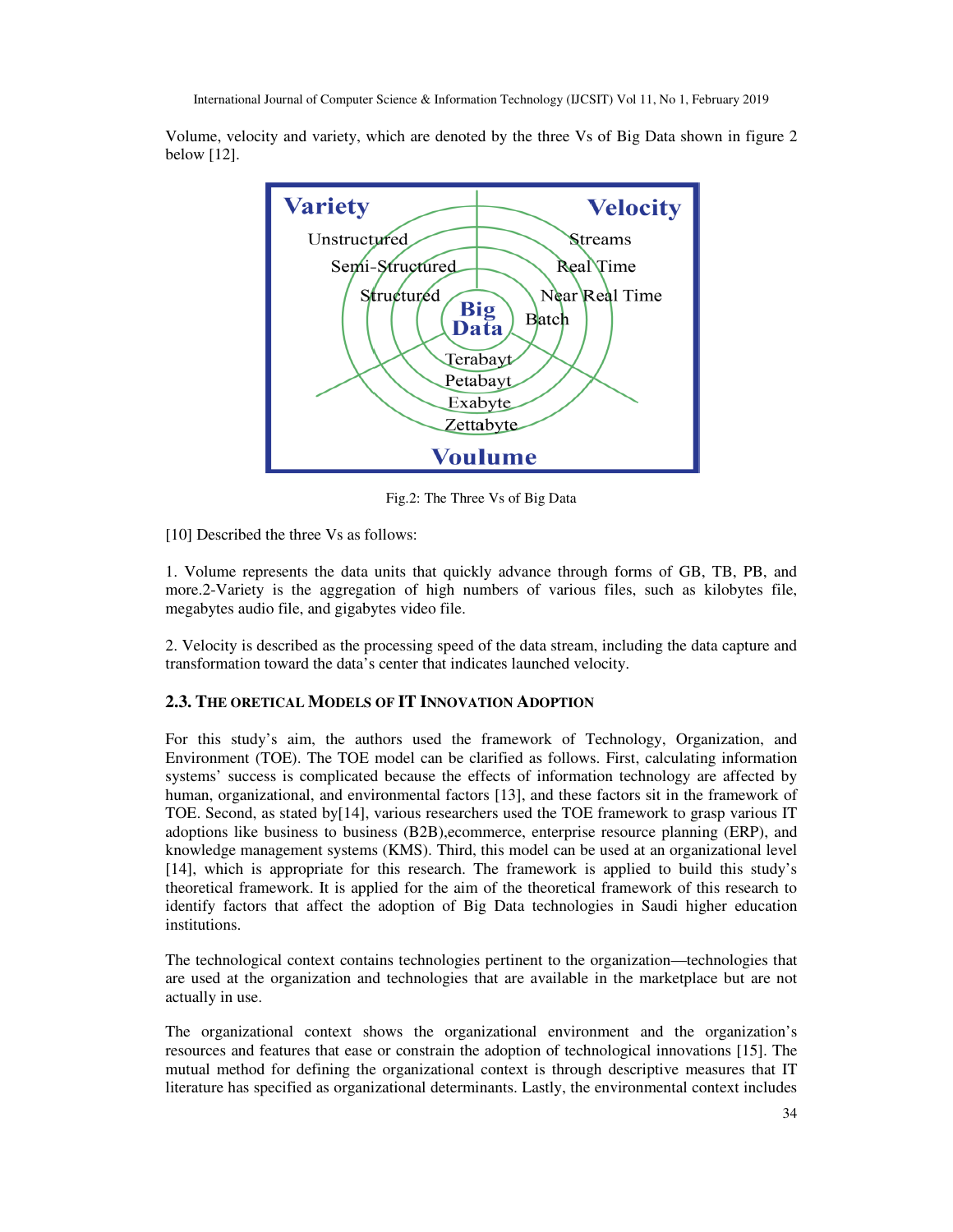Volume, velocity and variety, which are denoted by the three Vs of Big Data shown in figure 2 below [12].

Fig.2: The Three Vs of Big Data

[10] Described the three Vs as follows:

1. Volume represents the data units that quickly advance through forms of GB, TB, PB, and more.2-Variety is the aggregation of high numbers of various files, such as kilobytes file, megabytes audio file, and gigabytes video file.

2. Velocity is described as the processing speed of the data stream, including the data capture and transformation toward the data's center that indicates launched velocity.

### 2.3. The oretical Models of IT Innovation Adoption

For this study's aim, the authors used the framework of Technology, Organization, and Environment (TOE). The TOE model can be clarified as follows. First, calculating information systems' success is complicated because the effects of information technology are affected by human, organizational, and environmental factors [13], and these factors sit in the framework of TOE. Second, as stated by[14], various researchers used the TOE framework to grasp various IT adoptions like business to business (B2B),ecommerce, enterprise resource planning (ERP), and knowledge management systems (KMS). Third, this model can be used at an organizational level [14], which is appropriate for this research. The framework is applied to build this study's theoretical framework. It is applied for the aim of the theoretical framework of this research to identify factors that affect the adoption of Big Data technologies in Saudi higher education institutions.

The technological context contains technologies pertinent to the organization—technologies that are used at the organization and technologies that are available in the marketplace but are not actually in use.

The organizational context shows the organizational environment and the organization's resources and features that ease or constrain the adoption of technological innovations [15]. The mutual method for defining the organizational context is through descriptive measures that IT literature has specified as organizational determinants. Lastly, the environmental context includes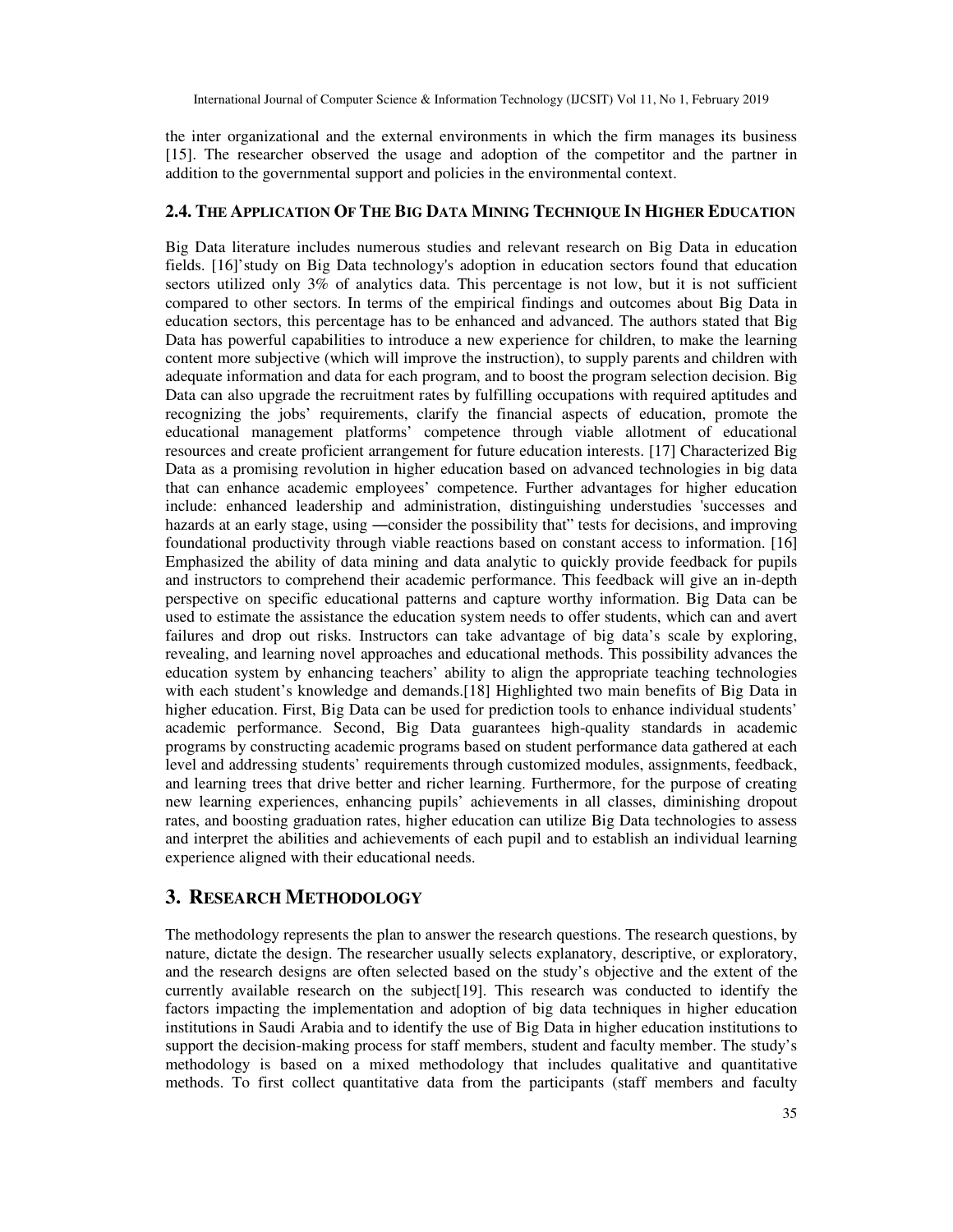the inter organizational and the external environments in which the firm manages its business [15]. The researcher observed the usage and adoption of the competitor and the partner in addition to the governmental support and policies in the environmental context.

### 2.4. The Application Of The Big Data Mining Technique In Higher Education

Big Data literature includes numerous studies and relevant research on Big Data in education fields. [16]'study on Big Data technology's adoption in education sectors found that education sectors utilized only 3% of analytics data. This percentage is not low, but it is not sufficient compared to other sectors. In terms of the empirical findings and outcomes about Big Data in education sectors, this percentage has to be enhanced and advanced. The authors stated that Big Data has powerful capabilities to introduce a new experience for children, to make the learning content more subjective (which will improve the instruction), to supply parents and children with adequate information and data for each program, and to boost the program selection decision. Big Data can also upgrade the recruitment rates by fulfilling occupations with required aptitudes and recognizing the jobs' requirements, clarify the financial aspects of education, promote the educational management platforms' competence through viable allotment of educational resources and create proficient arrangement for future education interests. [17] Characterized Big Data as a promising revolution in higher education based on advanced technologies in big data that can enhance academic employees' competence. Further advantages for higher education include: enhanced leadership and administration, distinguishing understudies 'successes and hazards at an early stage, using ―consider the possibility that" tests for decisions, and improving foundational productivity through viable reactions based on constant access to information. [16] Emphasized the ability of data mining and data analytic to quickly provide feedback for pupils and instructors to comprehend their academic performance. This feedback will give an in-depth perspective on specific educational patterns and capture worthy information. Big Data can be used to estimate the assistance the education system needs to offer students, which can and avert failures and drop out risks. Instructors can take advantage of big data's scale by exploring, revealing, and learning novel approaches and educational methods. This possibility advances the education system by enhancing teachers' ability to align the appropriate teaching technologies with each student's knowledge and demands.[18] Highlighted two main benefits of Big Data in higher education. First, Big Data can be used for prediction tools to enhance individual students' academic performance. Second, Big Data guarantees high-quality standards in academic programs by constructing academic programs based on student performance data gathered at each level and addressing students' requirements through customized modules, assignments, feedback, and learning trees that drive better and richer learning. Furthermore, for the purpose of creating new learning experiences, enhancing pupils' achievements in all classes, diminishing dropout rates, and boosting graduation rates, higher education can utilize Big Data technologies to assess and interpret the abilities and achievements of each pupil and to establish an individual learning experience aligned with their educational needs.

## 3. Research Methodology

The methodology represents the plan to answer the research questions. The research questions, by nature, dictate the design. The researcher usually selects explanatory, descriptive, or exploratory, and the research designs are often selected based on the study's objective and the extent of the currently available research on the subject[19]. This research was conducted to identify the factors impacting the implementation and adoption of big data techniques in higher education institutions in Saudi Arabia and to identify the use of Big Data in higher education institutions to support the decision-making process for staff members, student and faculty member. The study's methodology is based on a mixed methodology that includes qualitative and quantitative methods. To first collect quantitative data from the participants (staff members and faculty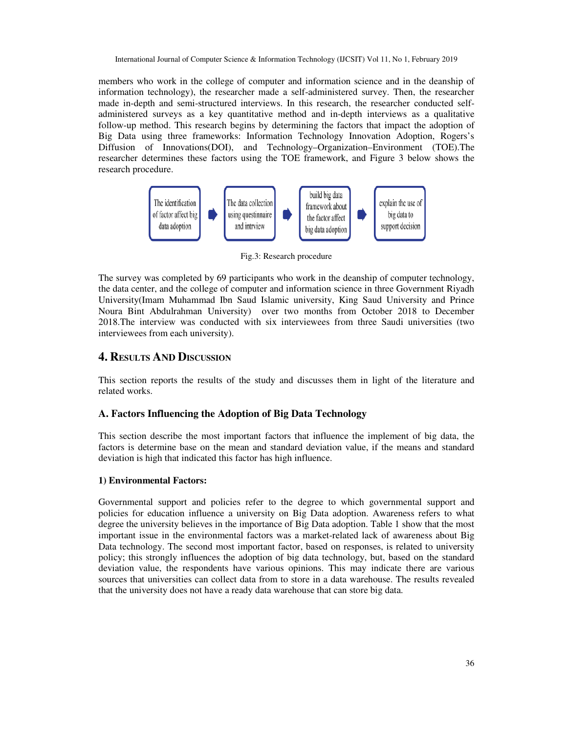members who work in the college of computer and information science and in the deanship of information technology), the researcher made a self-administered survey. Then, the researcher made in-depth and semi-structured interviews. In this research, the researcher conducted self-administered surveys as a key quantitative method and in-depth interviews as a qualitative follow-up method. This research begins by determining the factors that impact the adoption of Big Data using three frameworks: Information Technology Innovation Adoption, Rogers's Diffusion of Innovations(DOI), and Technology–Organization–Environment (TOE).The researcher determines these factors using the TOE framework, and Figure 3 below shows the research procedure.

The identification of factor affect big data adoption → The data collection using questinnaire and intrview → build big data framework about the factor affect big data adoption → explain the use of big data to support decision

Fig.3: Research procedure

The survey was completed by 69 participants who work in the deanship of computer technology, the data center, and the college of computer and information science in three Government Riyadh University(Imam Muhammad Ibn Saud Islamic university, King Saud University and Prince Noura Bint Abdulrahman University) over two months from October 2018 to December 2018.The interview was conducted with six interviewees from three Saudi universities (two interviewees from each university).

## 4. Results And Discussion

This section reports the results of the study and discusses them in light of the literature and related works.

### A. Factors Influencing the Adoption of Big Data Technology

This section describe the most important factors that influence the implement of big data, the factors is determine base on the mean and standard deviation value, if the means and standard deviation is high that indicated this factor has high influence.

#### 1) Environmental Factors:

Governmental support and policies refer to the degree to which governmental support and policies for education influence a university on Big Data adoption. Awareness refers to what degree the university believes in the importance of Big Data adoption. Table 1 show that the most important issue in the environmental factors was a market-related lack of awareness about Big Data technology. The second most important factor, based on responses, is related to university policy; this strongly influences the adoption of big data technology, but, based on the standard deviation value, the respondents have various opinions. This may indicate there are various sources that universities can collect data from to store in a data warehouse. The results revealed that the university does not have a ready data warehouse that can store big data.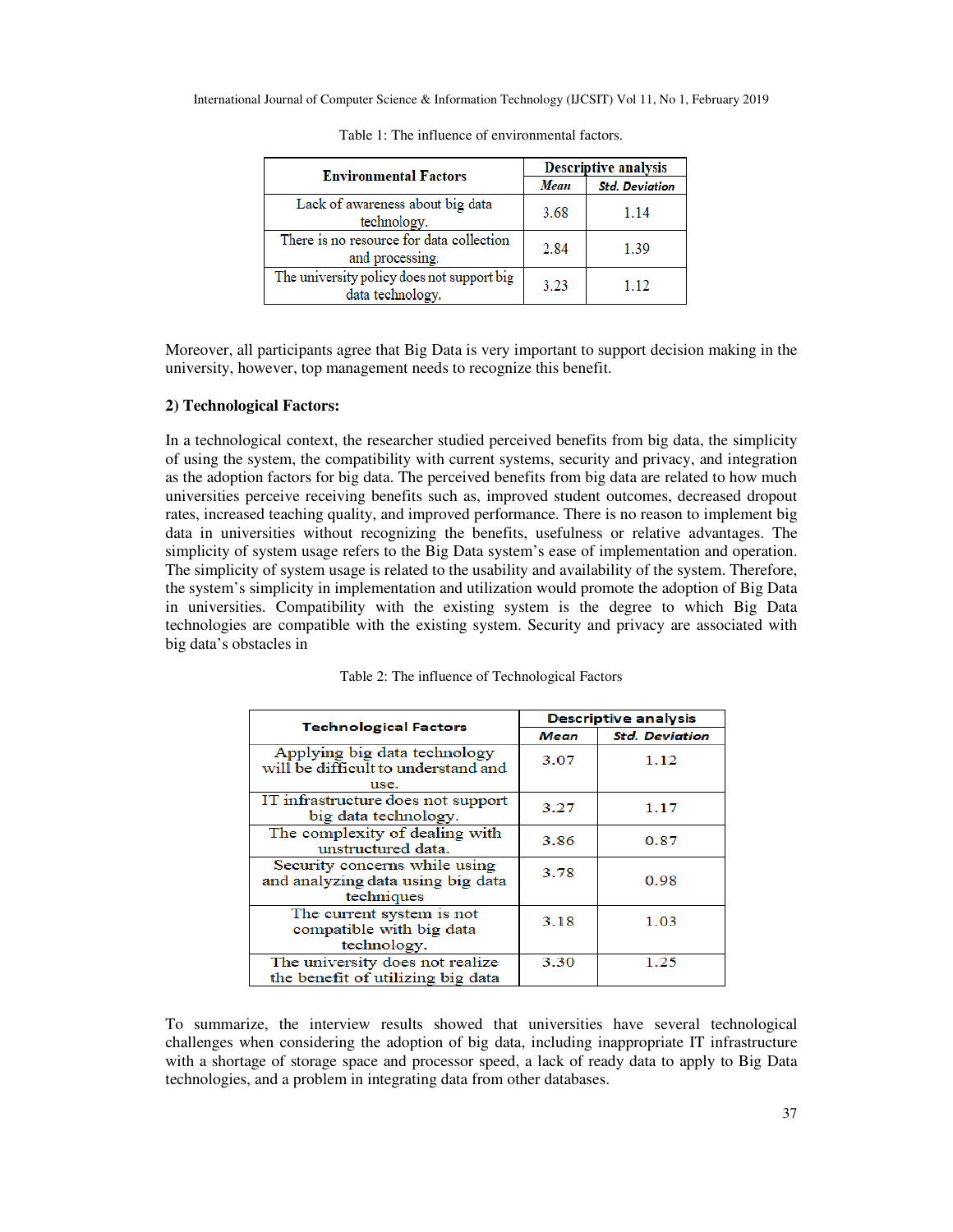Table 1: The influence of environmental factors.

| Environmental Factors | Descriptive analysis | |
|---|---|---|
| | *Mean* | *Std. Deviation* |
| Lack of awareness about big data technology. | 3.68 | 1.14 |
| There is no resource for data collection and processing. | 2.84 | 1.39 |
| The university policy does not support big data technology. | 3.23 | 1.12 |

Moreover, all participants agree that Big Data is very important to support decision making in the university, however, top management needs to recognize this benefit.

**2) Technological Factors:**

In a technological context, the researcher studied perceived benefits from big data, the simplicity of using the system, the compatibility with current systems, security and privacy, and integration as the adoption factors for big data. The perceived benefits from big data are related to how much universities perceive receiving benefits such as, improved student outcomes, decreased dropout rates, increased teaching quality, and improved performance. There is no reason to implement big data in universities without recognizing the benefits, usefulness or relative advantages. The simplicity of system usage refers to the Big Data system's ease of implementation and operation. The simplicity of system usage is related to the usability and availability of the system. Therefore, the system's simplicity in implementation and utilization would promote the adoption of Big Data in universities. Compatibility with the existing system is the degree to which Big Data technologies are compatible with the existing system. Security and privacy are associated with big data's obstacles in

Table 2: The influence of Technological Factors

| Technological Factors | Descriptive analysis | |
|---|---|---|
| | *Mean* | *Std. Deviation* |
| Applying big data technology will be difficult to understand and use. | 3.07 | 1.12 |
| IT infrastructure does not support big data technology. | 3.27 | 1.17 |
| The complexity of dealing with unstructured data. | 3.86 | 0.87 |
| Security concerns while using and analyzing data using big data techniques | 3.78 | 0.98 |
| The current system is not compatible with big data technology. | 3.18 | 1.03 |
| The university does not realize the benefit of utilizing big data | 3.30 | 1.25 |

To summarize, the interview results showed that universities have several technological challenges when considering the adoption of big data, including inappropriate IT infrastructure with a shortage of storage space and processor speed, a lack of ready data to apply to Big Data technologies, and a problem in integrating data from other databases.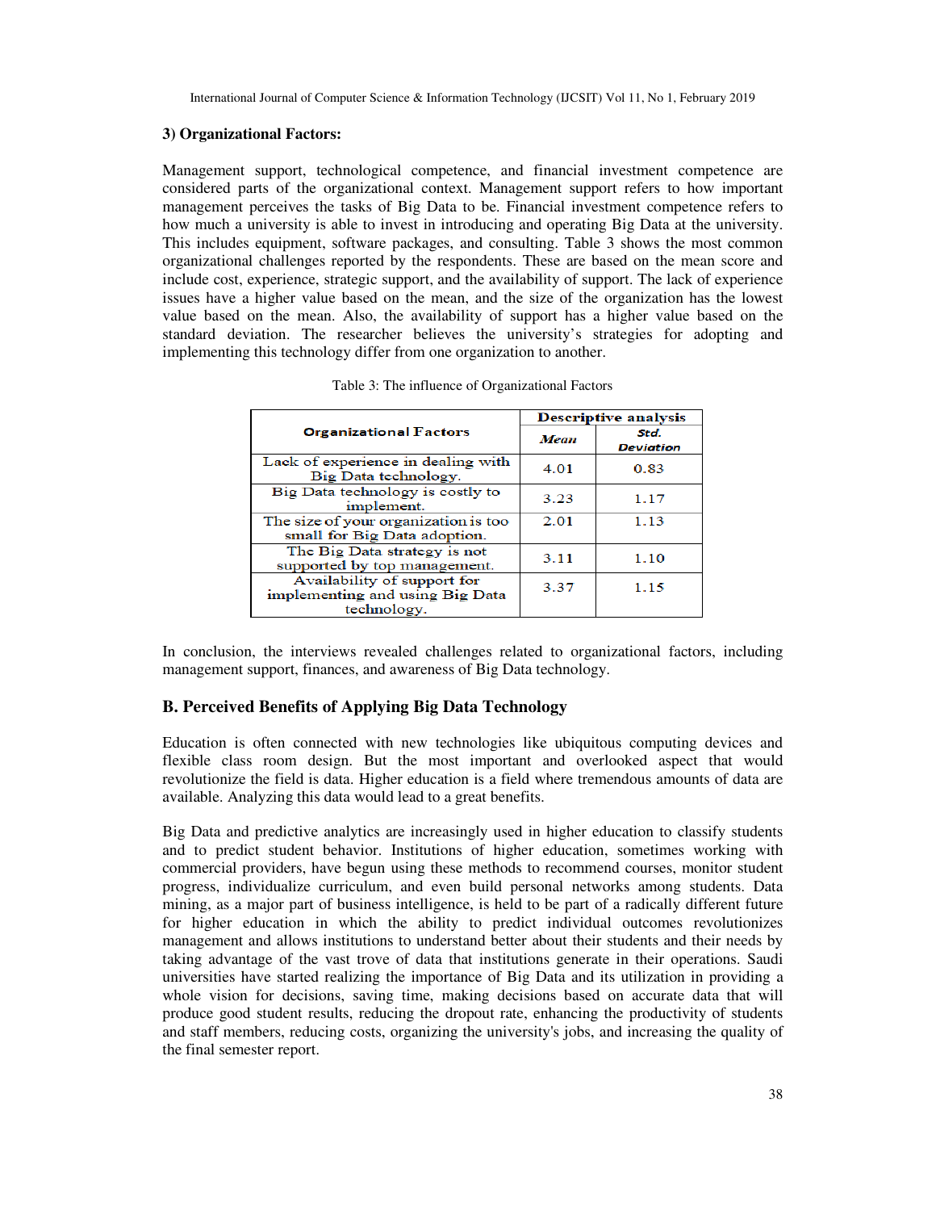### 3) Organizational Factors:

Management support, technological competence, and financial investment competence are considered parts of the organizational context. Management support refers to how important management perceives the tasks of Big Data to be. Financial investment competence refers to how much a university is able to invest in introducing and operating Big Data at the university. This includes equipment, software packages, and consulting. Table 3 shows the most common organizational challenges reported by the respondents. These are based on the mean score and include cost, experience, strategic support, and the availability of support. The lack of experience issues have a higher value based on the mean, and the size of the organization has the lowest value based on the mean. Also, the availability of support has a higher value based on the standard deviation. The researcher believes the university's strategies for adopting and implementing this technology differ from one organization to another.

Table 3: The influence of Organizational Factors

| Organizational Factors | Descriptive analysis | |
|---|---|---|
| | *Mean* | *Std. Deviation* |
| Lack of experience in dealing with Big Data technology. | 4.01 | 0.83 |
| Big Data technology is costly to implement. | 3.23 | 1.17 |
| The size of your organization is too small for Big Data adoption. | 2.01 | 1.13 |
| The Big Data strategy is not supported by top management. | 3.11 | 1.10 |
| Availability of support for implementing and using Big Data technology. | 3.37 | 1.15 |

In conclusion, the interviews revealed challenges related to organizational factors, including management support, finances, and awareness of Big Data technology.

## B. Perceived Benefits of Applying Big Data Technology

Education is often connected with new technologies like ubiquitous computing devices and flexible class room design. But the most important and overlooked aspect that would revolutionize the field is data. Higher education is a field where tremendous amounts of data are available. Analyzing this data would lead to a great benefits.

Big Data and predictive analytics are increasingly used in higher education to classify students and to predict student behavior. Institutions of higher education, sometimes working with commercial providers, have begun using these methods to recommend courses, monitor student progress, individualize curriculum, and even build personal networks among students. Data mining, as a major part of business intelligence, is held to be part of a radically different future for higher education in which the ability to predict individual outcomes revolutionizes management and allows institutions to understand better about their students and their needs by taking advantage of the vast trove of data that institutions generate in their operations. Saudi universities have started realizing the importance of Big Data and its utilization in providing a whole vision for decisions, saving time, making decisions based on accurate data that will produce good student results, reducing the dropout rate, enhancing the productivity of students and staff members, reducing costs, organizing the university's jobs, and increasing the quality of the final semester report.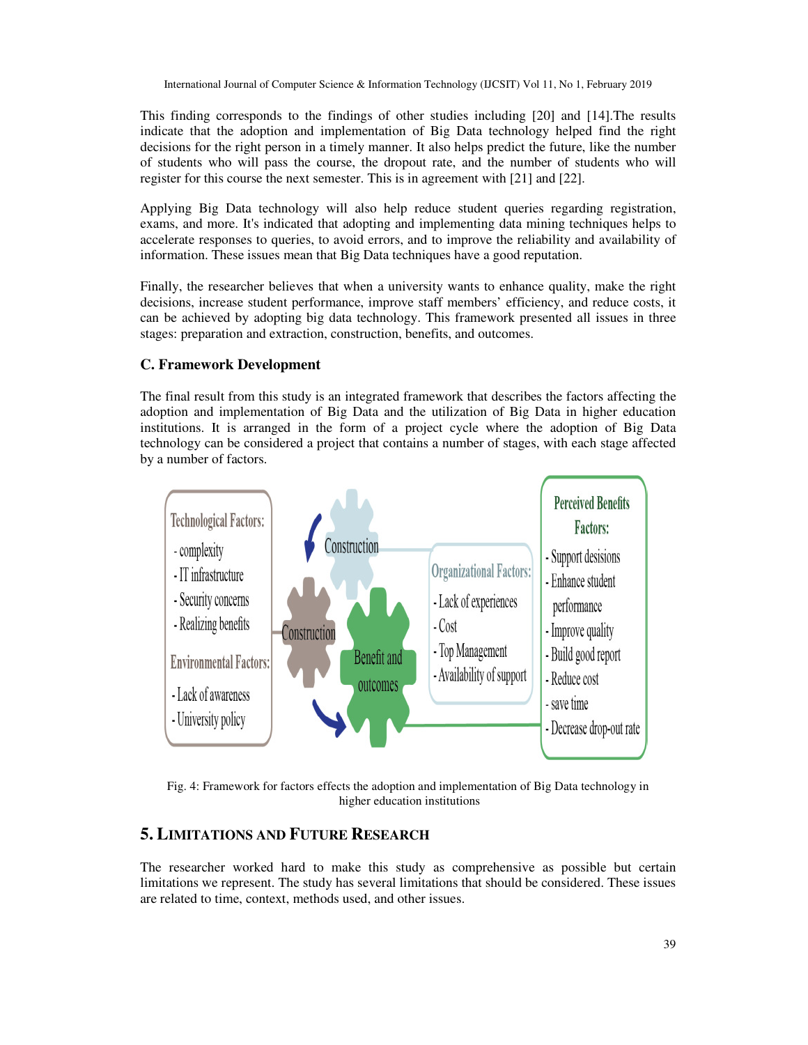This finding corresponds to the findings of other studies including [20] and [14].The results indicate that the adoption and implementation of Big Data technology helped find the right decisions for the right person in a timely manner. It also helps predict the future, like the number of students who will pass the course, the dropout rate, and the number of students who will register for this course the next semester. This is in agreement with [21] and [22].

Applying Big Data technology will also help reduce student queries regarding registration, exams, and more. It's indicated that adopting and implementing data mining techniques helps to accelerate responses to queries, to avoid errors, and to improve the reliability and availability of information. These issues mean that Big Data techniques have a good reputation.

Finally, the researcher believes that when a university wants to enhance quality, make the right decisions, increase student performance, improve staff members' efficiency, and reduce costs, it can be achieved by adopting big data technology. This framework presented all issues in three stages: preparation and extraction, construction, benefits, and outcomes.

### C. Framework Development

The final result from this study is an integrated framework that describes the factors affecting the adoption and implementation of Big Data and the utilization of Big Data in higher education institutions. It is arranged in the form of a project cycle where the adoption of Big Data technology can be considered a project that contains a number of stages, with each stage affected by a number of factors.

**Technological Factors:**
- complexity
- IT infrastructure
- Security concerns
- Realizing benefits

**Environmental Factors:**
- Lack of awareness
- University policy

Construction

Construction

Benefit and outcomes

**Organizational Factors:**
- Lack of experiences
- Cost
- Top Management
- Availability of support

**Perceived Benefits Factors:**
- Support desisions
- Enhance student performance
- Improve quality
- Build good report
- Reduce cost
- save time
- Decrease drop-out rate

Fig. 4: Framework for factors effects the adoption and implementation of Big Data technology in higher education institutions

## 5. Limitations and Future Research

The researcher worked hard to make this study as comprehensive as possible but certain limitations we represent. The study has several limitations that should be considered. These issues are related to time, context, methods used, and other issues.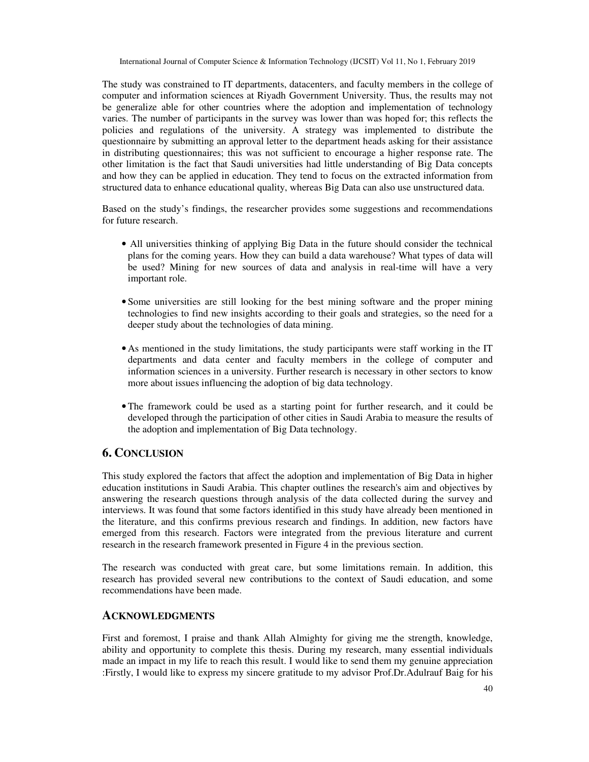The study was constrained to IT departments, datacenters, and faculty members in the college of computer and information sciences at Riyadh Government University. Thus, the results may not be generalize able for other countries where the adoption and implementation of technology varies. The number of participants in the survey was lower than was hoped for; this reflects the policies and regulations of the university. A strategy was implemented to distribute the questionnaire by submitting an approval letter to the department heads asking for their assistance in distributing questionnaires; this was not sufficient to encourage a higher response rate. The other limitation is the fact that Saudi universities had little understanding of Big Data concepts and how they can be applied in education. They tend to focus on the extracted information from structured data to enhance educational quality, whereas Big Data can also use unstructured data.

Based on the study's findings, the researcher provides some suggestions and recommendations for future research.

- All universities thinking of applying Big Data in the future should consider the technical plans for the coming years. How they can build a data warehouse? What types of data will be used? Mining for new sources of data and analysis in real-time will have a very important role.
- Some universities are still looking for the best mining software and the proper mining technologies to find new insights according to their goals and strategies, so the need for a deeper study about the technologies of data mining.
- As mentioned in the study limitations, the study participants were staff working in the IT departments and data center and faculty members in the college of computer and information sciences in a university. Further research is necessary in other sectors to know more about issues influencing the adoption of big data technology.
- The framework could be used as a starting point for further research, and it could be developed through the participation of other cities in Saudi Arabia to measure the results of the adoption and implementation of Big Data technology.

## 6. Conclusion

This study explored the factors that affect the adoption and implementation of Big Data in higher education institutions in Saudi Arabia. This chapter outlines the research's aim and objectives by answering the research questions through analysis of the data collected during the survey and interviews. It was found that some factors identified in this study have already been mentioned in the literature, and this confirms previous research and findings. In addition, new factors have emerged from this research. Factors were integrated from the previous literature and current research in the research framework presented in Figure 4 in the previous section.

The research was conducted with great care, but some limitations remain. In addition, this research has provided several new contributions to the context of Saudi education, and some recommendations have been made.

## Acknowledgments

First and foremost, I praise and thank Allah Almighty for giving me the strength, knowledge, ability and opportunity to complete this thesis. During my research, many essential individuals made an impact in my life to reach this result. I would like to send them my genuine appreciation :Firstly, I would like to express my sincere gratitude to my advisor Prof.Dr.Adulrauf Baig for his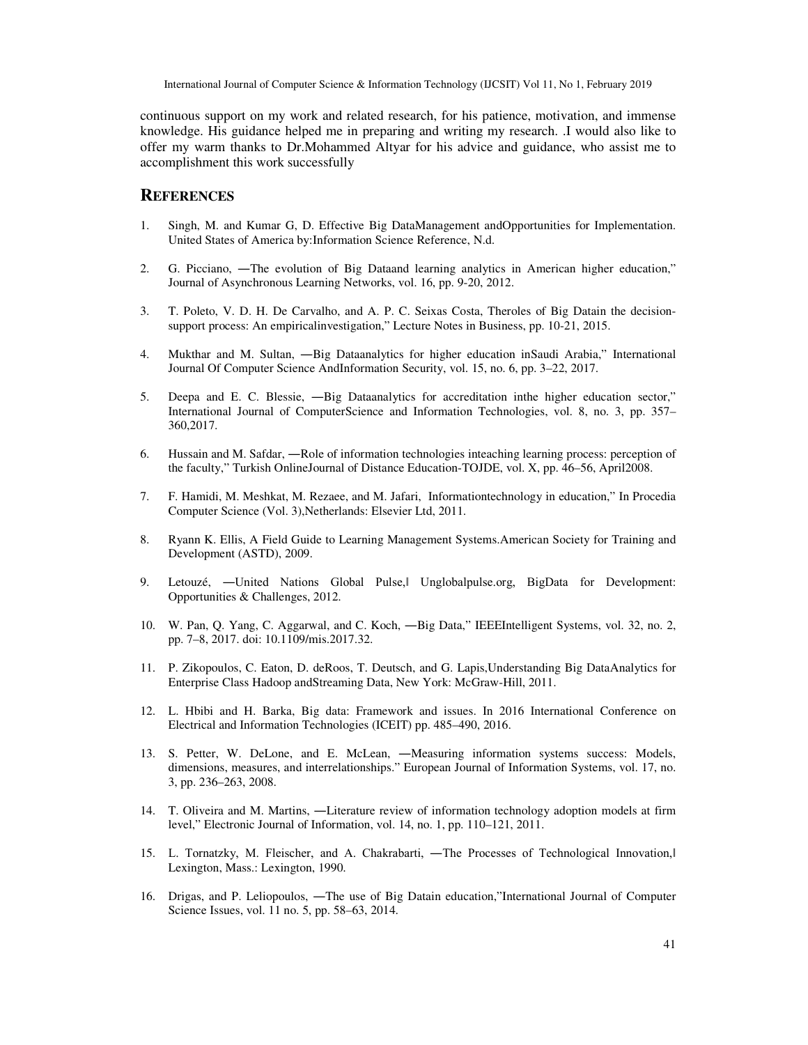continuous support on my work and related research, for his patience, motivation, and immense knowledge. His guidance helped me in preparing and writing my research. .I would also like to offer my warm thanks to Dr.Mohammed Altyar for his advice and guidance, who assist me to accomplishment this work successfully

## REFERENCES

1. Singh, M. and Kumar G, D. Effective Big DataManagement andOpportunities for Implementation. United States of America by:Information Science Reference, N.d.

2. G. Picciano, ―The evolution of Big Dataand learning analytics in American higher education," Journal of Asynchronous Learning Networks, vol. 16, pp. 9-20, 2012.

3. T. Poleto, V. D. H. De Carvalho, and A. P. C. Seixas Costa, Theroles of Big Datain the decision-support process: An empiricalinvestigation," Lecture Notes in Business, pp. 10-21, 2015.

4. Mukthar and M. Sultan, ―Big Dataanalytics for higher education inSaudi Arabia," International Journal Of Computer Science AndInformation Security, vol. 15, no. 6, pp. 3–22, 2017.

5. Deepa and E. C. Blessie, ―Big Dataanalytics for accreditation inthe higher education sector," International Journal of ComputerScience and Information Technologies, vol. 8, no. 3, pp. 357–360,2017.

6. Hussain and M. Safdar, ―Role of information technologies inteaching learning process: perception of the faculty," Turkish OnlineJournal of Distance Education-TOJDE, vol. X, pp. 46–56, April2008.

7. F. Hamidi, M. Meshkat, M. Rezaee, and M. Jafari, Informationtechnology in education," In Procedia Computer Science (Vol. 3),Netherlands: Elsevier Ltd, 2011.

8. Ryann K. Ellis, A Field Guide to Learning Management Systems.American Society for Training and Development (ASTD), 2009.

9. Letouzé, ―United Nations Global Pulse,‖ Unglobalpulse.org, BigData for Development: Opportunities & Challenges, 2012.

10. W. Pan, Q. Yang, C. Aggarwal, and C. Koch, ―Big Data," IEEEIntelligent Systems, vol. 32, no. 2, pp. 7–8, 2017. doi: 10.1109/mis.2017.32.

11. P. Zikopoulos, C. Eaton, D. deRoos, T. Deutsch, and G. Lapis,Understanding Big DataAnalytics for Enterprise Class Hadoop andStreaming Data, New York: McGraw-Hill, 2011.

12. L. Hbibi and H. Barka, Big data: Framework and issues. In 2016 International Conference on Electrical and Information Technologies (ICEIT) pp. 485–490, 2016.

13. S. Petter, W. DeLone, and E. McLean, ―Measuring information systems success: Models, dimensions, measures, and interrelationships." European Journal of Information Systems, vol. 17, no. 3, pp. 236–263, 2008.

14. T. Oliveira and M. Martins, ―Literature review of information technology adoption models at firm level," Electronic Journal of Information, vol. 14, no. 1, pp. 110–121, 2011.

15. L. Tornatzky, M. Fleischer, and A. Chakrabarti, ―The Processes of Technological Innovation,‖ Lexington, Mass.: Lexington, 1990.

16. Drigas, and P. Leliopoulos, ―The use of Big Datain education,"International Journal of Computer Science Issues, vol. 11 no. 5, pp. 58–63, 2014.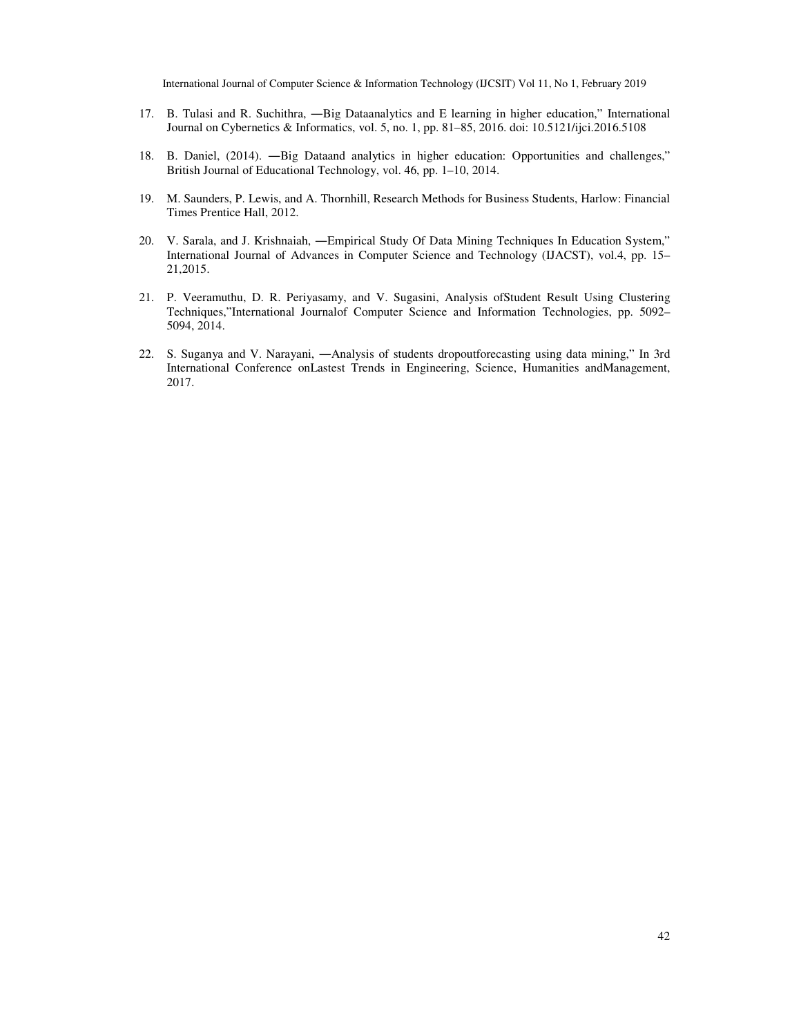17. B. Tulasi and R. Suchithra, ―Big Dataanalytics and E learning in higher education," International Journal on Cybernetics & Informatics, vol. 5, no. 1, pp. 81–85, 2016. doi: 10.5121/ijci.2016.5108

18. B. Daniel, (2014). ―Big Dataand analytics in higher education: Opportunities and challenges," British Journal of Educational Technology, vol. 46, pp. 1–10, 2014.

19. M. Saunders, P. Lewis, and A. Thornhill, Research Methods for Business Students, Harlow: Financial Times Prentice Hall, 2012.

20. V. Sarala, and J. Krishnaiah, ―Empirical Study Of Data Mining Techniques In Education System," International Journal of Advances in Computer Science and Technology (IJACST), vol.4, pp. 15–21,2015.

21. P. Veeramuthu, D. R. Periyasamy, and V. Sugasini, Analysis ofStudent Result Using Clustering Techniques,"International Journalof Computer Science and Information Technologies, pp. 5092–5094, 2014.

22. S. Suganya and V. Narayani, ―Analysis of students dropoutforecasting using data mining," In 3rd International Conference onLastest Trends in Engineering, Science, Humanities andManagement, 2017.